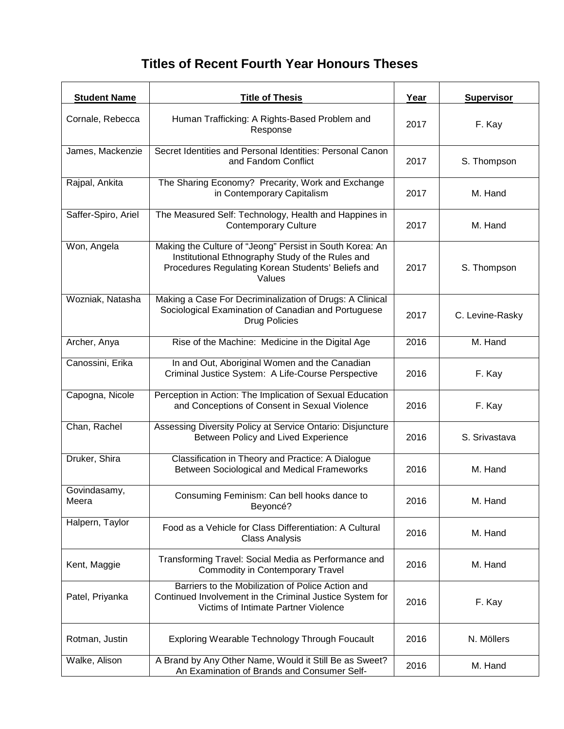# Titles of Recent Fourth Year Honours Theses

| Student Name | Title of Thesis | Year | Supervisor |
|---|---|---|---|
| Cornale, Rebecca | Human Trafficking: A Rights-Based Problem and Response | 2017 | F. Kay |
| James, Mackenzie | Secret Identities and Personal Identities: Personal Canon and Fandom Conflict | 2017 | S. Thompson |
| Rajpal, Ankita | The Sharing Economy? Precarity, Work and Exchange in Contemporary Capitalism | 2017 | M. Hand |
| Saffer-Spiro, Ariel | The Measured Self: Technology, Health and Happines in Contemporary Culture | 2017 | M. Hand |
| Won, Angela | Making the Culture of "Jeong" Persist in South Korea: An Institutional Ethnography Study of the Rules and Procedures Regulating Korean Students' Beliefs and Values | 2017 | S. Thompson |
| Wozniak, Natasha | Making a Case For Decriminalization of Drugs: A Clinical Sociological Examination of Canadian and Portuguese Drug Policies | 2017 | C. Levine-Rasky |
| Archer, Anya | Rise of the Machine: Medicine in the Digital Age | 2016 | M. Hand |
| Canossini, Erika | In and Out, Aboriginal Women and the Canadian Criminal Justice System: A Life-Course Perspective | 2016 | F. Kay |
| Capogna, Nicole | Perception in Action: The Implication of Sexual Education and Conceptions of Consent in Sexual Violence | 2016 | F. Kay |
| Chan, Rachel | Assessing Diversity Policy at Service Ontario: Disjuncture Between Policy and Lived Experience | 2016 | S. Srivastava |
| Druker, Shira | Classification in Theory and Practice: A Dialogue Between Sociological and Medical Frameworks | 2016 | M. Hand |
| Govindasamy, Meera | Consuming Feminism: Can bell hooks dance to Beyoncé? | 2016 | M. Hand |
| Halpern, Taylor | Food as a Vehicle for Class Differentiation: A Cultural Class Analysis | 2016 | M. Hand |
| Kent, Maggie | Transforming Travel: Social Media as Performance and Commodity in Contemporary Travel | 2016 | M. Hand |
| Patel, Priyanka | Barriers to the Mobilization of Police Action and Continued Involvement in the Criminal Justice System for Victims of Intimate Partner Violence | 2016 | F. Kay |
| Rotman, Justin | Exploring Wearable Technology Through Foucault | 2016 | N. Möllers |
| Walke, Alison | A Brand by Any Other Name, Would it Still Be as Sweet? An Examination of Brands and Consumer Self- | 2016 | M. Hand |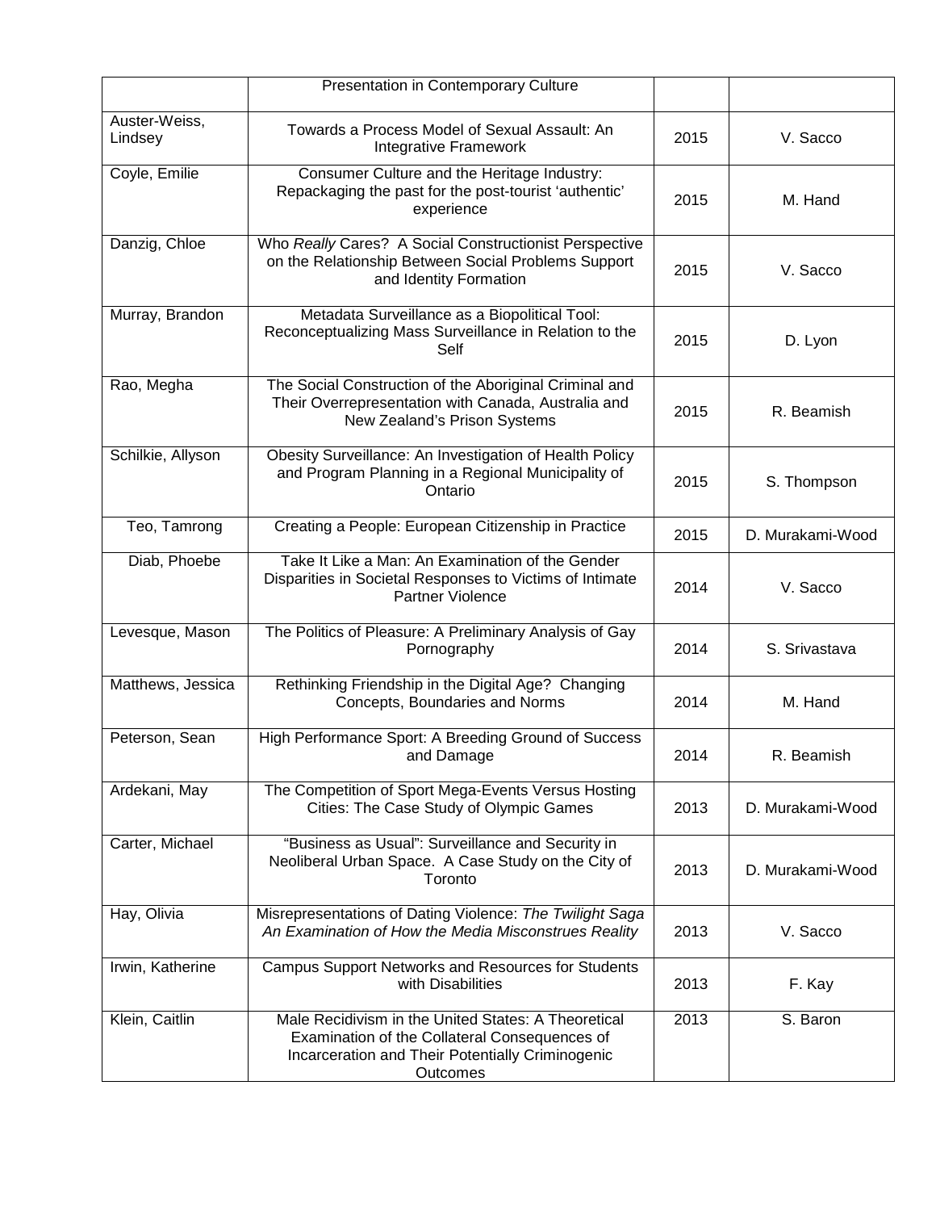| | | | |
|---|---|---|---|
| | Presentation in Contemporary Culture | | |
| Auster-Weiss, Lindsey | Towards a Process Model of Sexual Assault: An Integrative Framework | 2015 | V. Sacco |
| Coyle, Emilie | Consumer Culture and the Heritage Industry: Repackaging the past for the post-tourist 'authentic' experience | 2015 | M. Hand |
| Danzig, Chloe | Who *Really* Cares? A Social Constructionist Perspective on the Relationship Between Social Problems Support and Identity Formation | 2015 | V. Sacco |
| Murray, Brandon | Metadata Surveillance as a Biopolitical Tool: Reconceptualizing Mass Surveillance in Relation to the Self | 2015 | D. Lyon |
| Rao, Megha | The Social Construction of the Aboriginal Criminal and Their Overrepresentation with Canada, Australia and New Zealand's Prison Systems | 2015 | R. Beamish |
| Schilkie, Allyson | Obesity Surveillance: An Investigation of Health Policy and Program Planning in a Regional Municipality of Ontario | 2015 | S. Thompson |
| Teo, Tamrong | Creating a People: European Citizenship in Practice | 2015 | D. Murakami-Wood |
| Diab, Phoebe | Take It Like a Man: An Examination of the Gender Disparities in Societal Responses to Victims of Intimate Partner Violence | 2014 | V. Sacco |
| Levesque, Mason | The Politics of Pleasure: A Preliminary Analysis of Gay Pornography | 2014 | S. Srivastava |
| Matthews, Jessica | Rethinking Friendship in the Digital Age? Changing Concepts, Boundaries and Norms | 2014 | M. Hand |
| Peterson, Sean | High Performance Sport: A Breeding Ground of Success and Damage | 2014 | R. Beamish |
| Ardekani, May | The Competition of Sport Mega-Events Versus Hosting Cities: The Case Study of Olympic Games | 2013 | D. Murakami-Wood |
| Carter, Michael | "Business as Usual": Surveillance and Security in Neoliberal Urban Space. A Case Study on the City of Toronto | 2013 | D. Murakami-Wood |
| Hay, Olivia | Misrepresentations of Dating Violence: *The Twilight Saga An Examination of How the Media Misconstrues Reality* | 2013 | V. Sacco |
| Irwin, Katherine | Campus Support Networks and Resources for Students with Disabilities | 2013 | F. Kay |
| Klein, Caitlin | Male Recidivism in the United States: A Theoretical Examination of the Collateral Consequences of Incarceration and Their Potentially Criminogenic Outcomes | 2013 | S. Baron |